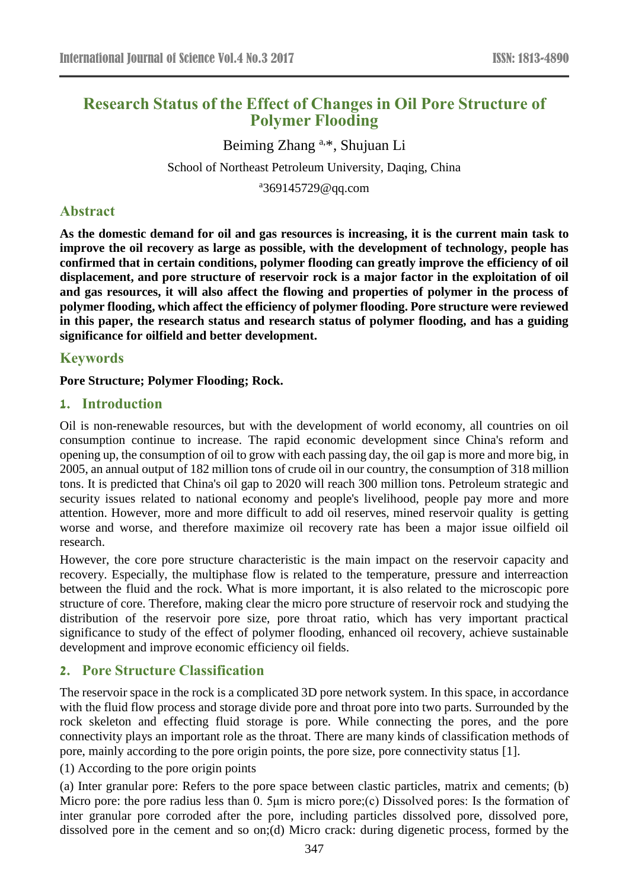# Research Status of the Effect of Changes in Oil Pore Structure of Polymer Flooding

Beiming Zhang [a,*], Shujuan Li

School of Northeast Petroleum University, Daqing, China

[a]369145729@qq.com

## Abstract

**As the domestic demand for oil and gas resources is increasing, it is the current main task to improve the oil recovery as large as possible, with the development of technology, people has confirmed that in certain conditions, polymer flooding can greatly improve the efficiency of oil displacement, and pore structure of reservoir rock is a major factor in the exploitation of oil and gas resources, it will also affect the flowing and properties of polymer in the process of polymer flooding, which affect the efficiency of polymer flooding. Pore structure were reviewed in this paper, the research status and research status of polymer flooding, and has a guiding significance for oilfield and better development.**

## Keywords

**Pore Structure; Polymer Flooding; Rock.**

## 1. Introduction

Oil is non-renewable resources, but with the development of world economy, all countries on oil consumption continue to increase. The rapid economic development since China's reform and opening up, the consumption of oil to grow with each passing day, the oil gap is more and more big, in 2005, an annual output of 182 million tons of crude oil in our country, the consumption of 318 million tons. It is predicted that China's oil gap to 2020 will reach 300 million tons. Petroleum strategic and security issues related to national economy and people's livelihood, people pay more and more attention. However, more and more difficult to add oil reserves, mined reservoir quality is getting worse and worse, and therefore maximize oil recovery rate has been a major issue oilfield oil research.

However, the core pore structure characteristic is the main impact on the reservoir capacity and recovery. Especially, the multiphase flow is related to the temperature, pressure and interreaction between the fluid and the rock. What is more important, it is also related to the microscopic pore structure of core. Therefore, making clear the micro pore structure of reservoir rock and studying the distribution of the reservoir pore size, pore throat ratio, which has very important practical significance to study of the effect of polymer flooding, enhanced oil recovery, achieve sustainable development and improve economic efficiency oil fields.

## 2. Pore Structure Classification

The reservoir space in the rock is a complicated 3D pore network system. In this space, in accordance with the fluid flow process and storage divide pore and throat pore into two parts. Surrounded by the rock skeleton and effecting fluid storage is pore. While connecting the pores, and the pore connectivity plays an important role as the throat. There are many kinds of classification methods of pore, mainly according to the pore origin points, the pore size, pore connectivity status [1].

(1) According to the pore origin points

(a) Inter granular pore: Refers to the pore space between clastic particles, matrix and cements; (b) Micro pore: the pore radius less than 0. 5μm is micro pore;(c) Dissolved pores: Is the formation of inter granular pore corroded after the pore, including particles dissolved pore, dissolved pore, dissolved pore in the cement and so on;(d) Micro crack: during digenetic process, formed by the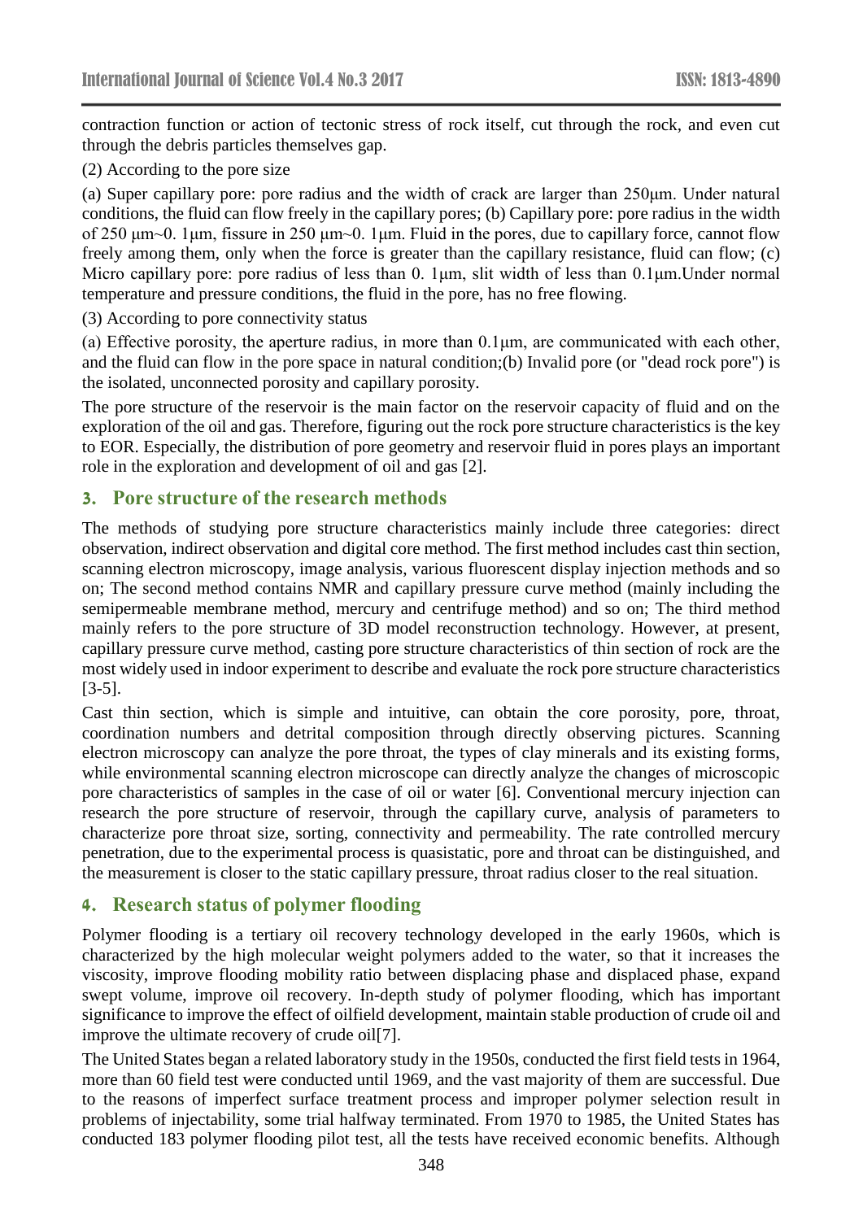contraction function or action of tectonic stress of rock itself, cut through the rock, and even cut through the debris particles themselves gap.

(2) According to the pore size

(a) Super capillary pore: pore radius and the width of crack are larger than 250μm. Under natural conditions, the fluid can flow freely in the capillary pores; (b) Capillary pore: pore radius in the width of 250 μm~0. 1μm, fissure in 250 μm~0. 1μm. Fluid in the pores, due to capillary force, cannot flow freely among them, only when the force is greater than the capillary resistance, fluid can flow; (c) Micro capillary pore: pore radius of less than 0. 1μm, slit width of less than 0.1μm.Under normal temperature and pressure conditions, the fluid in the pore, has no free flowing.

(3) According to pore connectivity status

(a) Effective porosity, the aperture radius, in more than 0.1μm, are communicated with each other, and the fluid can flow in the pore space in natural condition;(b) Invalid pore (or "dead rock pore") is the isolated, unconnected porosity and capillary porosity.

The pore structure of the reservoir is the main factor on the reservoir capacity of fluid and on the exploration of the oil and gas. Therefore, figuring out the rock pore structure characteristics is the key to EOR. Especially, the distribution of pore geometry and reservoir fluid in pores plays an important role in the exploration and development of oil and gas [2].

## 3. Pore structure of the research methods

The methods of studying pore structure characteristics mainly include three categories: direct observation, indirect observation and digital core method. The first method includes cast thin section, scanning electron microscopy, image analysis, various fluorescent display injection methods and so on; The second method contains NMR and capillary pressure curve method (mainly including the semipermeable membrane method, mercury and centrifuge method) and so on; The third method mainly refers to the pore structure of 3D model reconstruction technology. However, at present, capillary pressure curve method, casting pore structure characteristics of thin section of rock are the most widely used in indoor experiment to describe and evaluate the rock pore structure characteristics [3-5].

Cast thin section, which is simple and intuitive, can obtain the core porosity, pore, throat, coordination numbers and detrital composition through directly observing pictures. Scanning electron microscopy can analyze the pore throat, the types of clay minerals and its existing forms, while environmental scanning electron microscope can directly analyze the changes of microscopic pore characteristics of samples in the case of oil or water [6]. Conventional mercury injection can research the pore structure of reservoir, through the capillary curve, analysis of parameters to characterize pore throat size, sorting, connectivity and permeability. The rate controlled mercury penetration, due to the experimental process is quasistatic, pore and throat can be distinguished, and the measurement is closer to the static capillary pressure, throat radius closer to the real situation.

## 4. Research status of polymer flooding

Polymer flooding is a tertiary oil recovery technology developed in the early 1960s, which is characterized by the high molecular weight polymers added to the water, so that it increases the viscosity, improve flooding mobility ratio between displacing phase and displaced phase, expand swept volume, improve oil recovery. In-depth study of polymer flooding, which has important significance to improve the effect of oilfield development, maintain stable production of crude oil and improve the ultimate recovery of crude oil[7].

The United States began a related laboratory study in the 1950s, conducted the first field tests in 1964, more than 60 field test were conducted until 1969, and the vast majority of them are successful. Due to the reasons of imperfect surface treatment process and improper polymer selection result in problems of injectability, some trial halfway terminated. From 1970 to 1985, the United States has conducted 183 polymer flooding pilot test, all the tests have received economic benefits. Although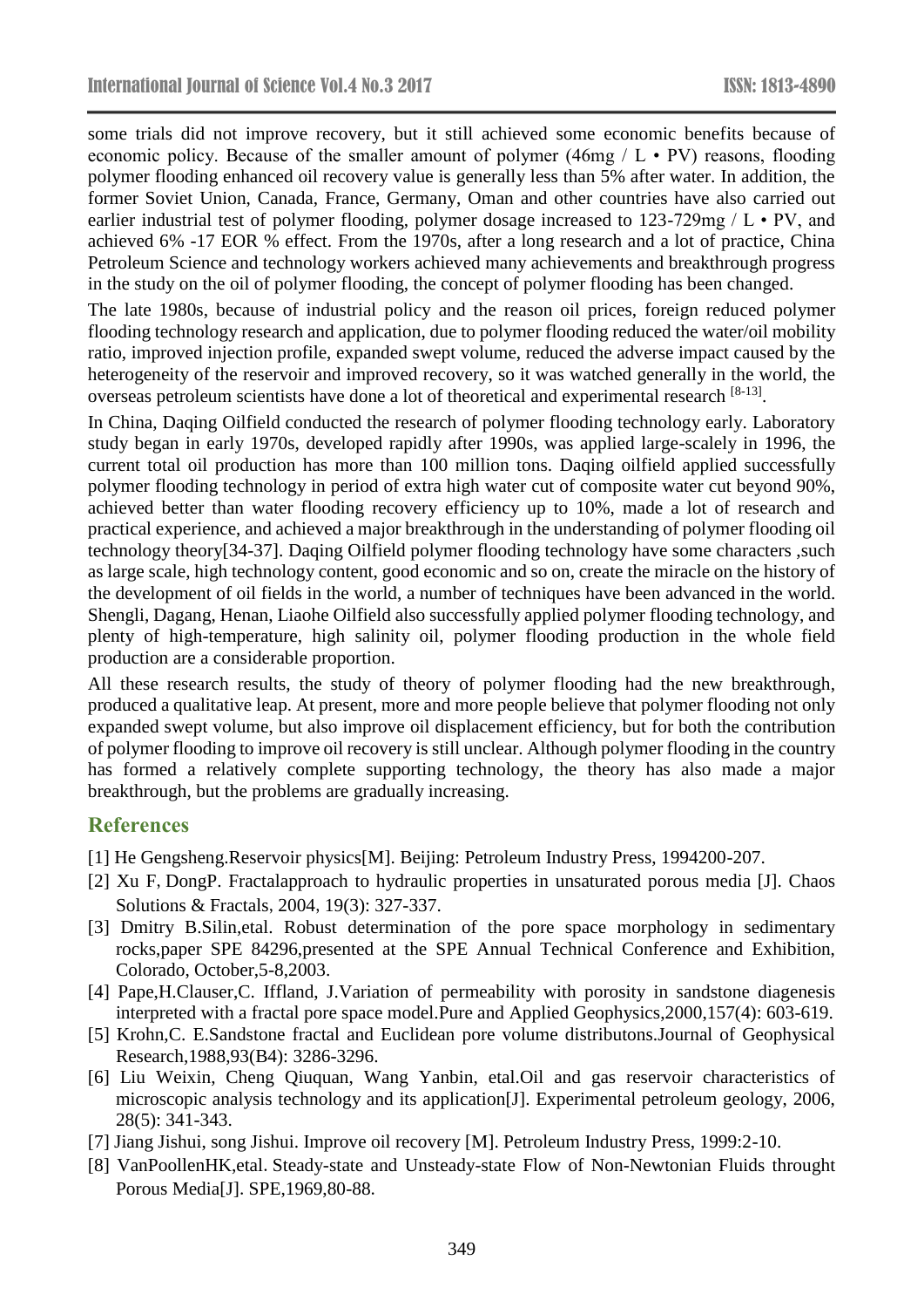some trials did not improve recovery, but it still achieved some economic benefits because of economic policy. Because of the smaller amount of polymer (46mg / L • PV) reasons, flooding polymer flooding enhanced oil recovery value is generally less than 5% after water. In addition, the former Soviet Union, Canada, France, Germany, Oman and other countries have also carried out earlier industrial test of polymer flooding, polymer dosage increased to 123-729mg / L • PV, and achieved 6% -17 EOR % effect. From the 1970s, after a long research and a lot of practice, China Petroleum Science and technology workers achieved many achievements and breakthrough progress in the study on the oil of polymer flooding, the concept of polymer flooding has been changed.

The late 1980s, because of industrial policy and the reason oil prices, foreign reduced polymer flooding technology research and application, due to polymer flooding reduced the water/oil mobility ratio, improved injection profile, expanded swept volume, reduced the adverse impact caused by the heterogeneity of the reservoir and improved recovery, so it was watched generally in the world, the overseas petroleum scientists have done a lot of theoretical and experimental research [8-13].

In China, Daqing Oilfield conducted the research of polymer flooding technology early. Laboratory study began in early 1970s, developed rapidly after 1990s, was applied large-scalely in 1996, the current total oil production has more than 100 million tons. Daqing oilfield applied successfully polymer flooding technology in period of extra high water cut of composite water cut beyond 90%, achieved better than water flooding recovery efficiency up to 10%, made a lot of research and practical experience, and achieved a major breakthrough in the understanding of polymer flooding oil technology theory[34-37]. Daqing Oilfield polymer flooding technology have some characters ,such as large scale, high technology content, good economic and so on, create the miracle on the history of the development of oil fields in the world, a number of techniques have been advanced in the world. Shengli, Dagang, Henan, Liaohe Oilfield also successfully applied polymer flooding technology, and plenty of high-temperature, high salinity oil, polymer flooding production in the whole field production are a considerable proportion.

All these research results, the study of theory of polymer flooding had the new breakthrough, produced a qualitative leap. At present, more and more people believe that polymer flooding not only expanded swept volume, but also improve oil displacement efficiency, but for both the contribution of polymer flooding to improve oil recovery is still unclear. Although polymer flooding in the country has formed a relatively complete supporting technology, the theory has also made a major breakthrough, but the problems are gradually increasing.

## References

[1] He Gengsheng.Reservoir physics[M]. Beijing: Petroleum Industry Press, 1994200-207.

[2] Xu F, DongP. Fractalapproach to hydraulic properties in unsaturated porous media [J]. Chaos Solutions & Fractals, 2004, 19(3): 327-337.

[3] Dmitry B.Silin,etal. Robust determination of the pore space morphology in sedimentary rocks,paper SPE 84296,presented at the SPE Annual Technical Conference and Exhibition, Colorado, October,5-8,2003.

[4] Pape,H.Clauser,C. Iffland, J.Variation of permeability with porosity in sandstone diagenesis interpreted with a fractal pore space model.Pure and Applied Geophysics,2000,157(4): 603-619.

[5] Krohn,C. E.Sandstone fractal and Euclidean pore volume distributons.Journal of Geophysical Research,1988,93(B4): 3286-3296.

[6] Liu Weixin, Cheng Qiuquan, Wang Yanbin, etal.Oil and gas reservoir characteristics of microscopic analysis technology and its application[J]. Experimental petroleum geology, 2006, 28(5): 341-343.

[7] Jiang Jishui, song Jishui. Improve oil recovery [M]. Petroleum Industry Press, 1999:2-10.

[8] VanPoollenHK,etal. Steady-state and Unsteady-state Flow of Non-Newtonian Fluids throught Porous Media[J]. SPE,1969,80-88.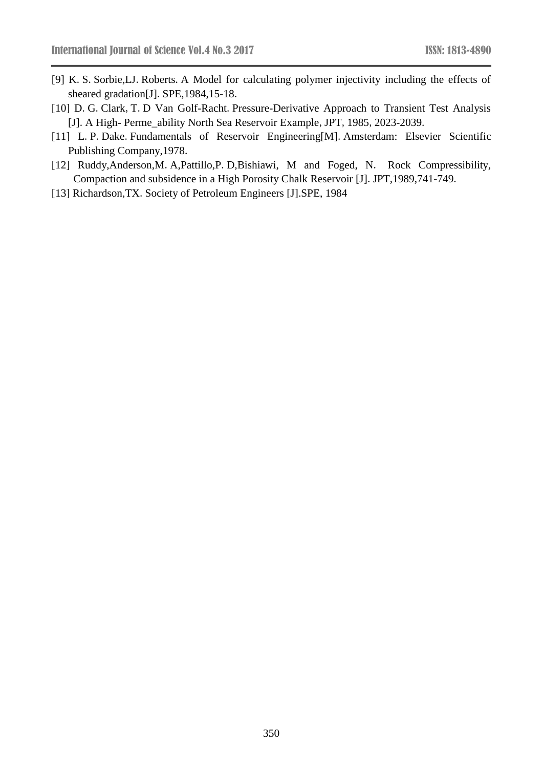[9] K. S. Sorbie,LJ. Roberts. A Model for calculating polymer injectivity including the effects of sheared gradation[J]. SPE,1984,15-18.

[10] D. G. Clark, T. D Van Golf-Racht. Pressure-Derivative Approach to Transient Test Analysis [J]. A High- Perme_ability North Sea Reservoir Example, JPT, 1985, 2023-2039.

[11] L. P. Dake. Fundamentals of Reservoir Engineering[M]. Amsterdam: Elsevier Scientific Publishing Company,1978.

[12] Ruddy,Anderson,M. A,Pattillo,P. D,Bishiawi, M and Foged, N. Rock Compressibility, Compaction and subsidence in a High Porosity Chalk Reservoir [J]. JPT,1989,741-749.

[13] Richardson,TX. Society of Petroleum Engineers [J].SPE, 1984